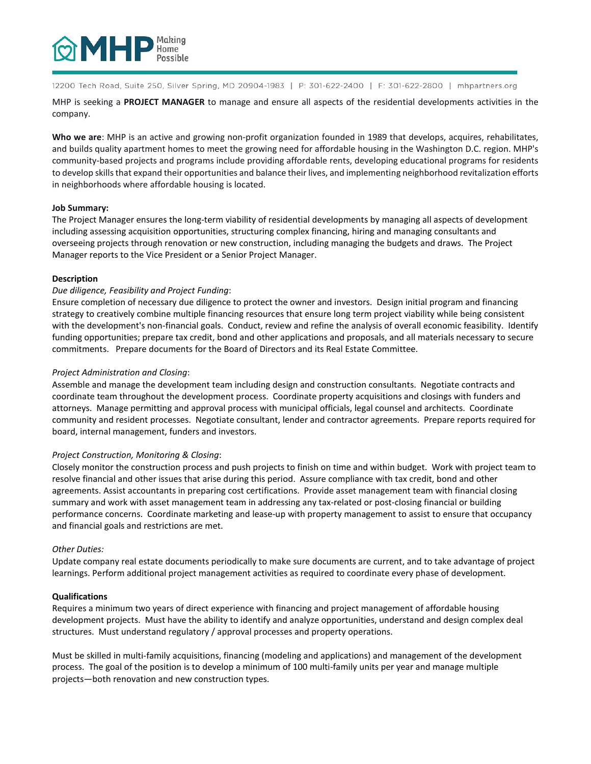MHP Making Home Possible

12200 Tech Road, Suite 250, Silver Spring, MD 20904-1983 | P: 301-622-2400 | F: 301-622-2800 | mhpartners.org

MHP is seeking a **PROJECT MANAGER** to manage and ensure all aspects of the residential developments activities in the company.

**Who we are**: MHP is an active and growing non-profit organization founded in 1989 that develops, acquires, rehabilitates, and builds quality apartment homes to meet the growing need for affordable housing in the Washington D.C. region. MHP's community-based projects and programs include providing affordable rents, developing educational programs for residents to develop skills that expand their opportunities and balance their lives, and implementing neighborhood revitalization efforts in neighborhoods where affordable housing is located.

**Job Summary:**
The Project Manager ensures the long-term viability of residential developments by managing all aspects of development including assessing acquisition opportunities, structuring complex financing, hiring and managing consultants and overseeing projects through renovation or new construction, including managing the budgets and draws. The Project Manager reports to the Vice President or a Senior Project Manager.

**Description**

*Due diligence, Feasibility and Project Funding*:
Ensure completion of necessary due diligence to protect the owner and investors. Design initial program and financing strategy to creatively combine multiple financing resources that ensure long term project viability while being consistent with the development's non-financial goals. Conduct, review and refine the analysis of overall economic feasibility. Identify funding opportunities; prepare tax credit, bond and other applications and proposals, and all materials necessary to secure commitments. Prepare documents for the Board of Directors and its Real Estate Committee.

*Project Administration and Closing*:
Assemble and manage the development team including design and construction consultants. Negotiate contracts and coordinate team throughout the development process. Coordinate property acquisitions and closings with funders and attorneys. Manage permitting and approval process with municipal officials, legal counsel and architects. Coordinate community and resident processes. Negotiate consultant, lender and contractor agreements. Prepare reports required for board, internal management, funders and investors.

*Project Construction, Monitoring & Closing*:
Closely monitor the construction process and push projects to finish on time and within budget. Work with project team to resolve financial and other issues that arise during this period. Assure compliance with tax credit, bond and other agreements. Assist accountants in preparing cost certifications. Provide asset management team with financial closing summary and work with asset management team in addressing any tax-related or post-closing financial or building performance concerns. Coordinate marketing and lease-up with property management to assist to ensure that occupancy and financial goals and restrictions are met.

*Other Duties:*
Update company real estate documents periodically to make sure documents are current, and to take advantage of project learnings. Perform additional project management activities as required to coordinate every phase of development.

**Qualifications**
Requires a minimum two years of direct experience with financing and project management of affordable housing development projects. Must have the ability to identify and analyze opportunities, understand and design complex deal structures. Must understand regulatory / approval processes and property operations.

Must be skilled in multi-family acquisitions, financing (modeling and applications) and management of the development process. The goal of the position is to develop a minimum of 100 multi-family units per year and manage multiple projects—both renovation and new construction types.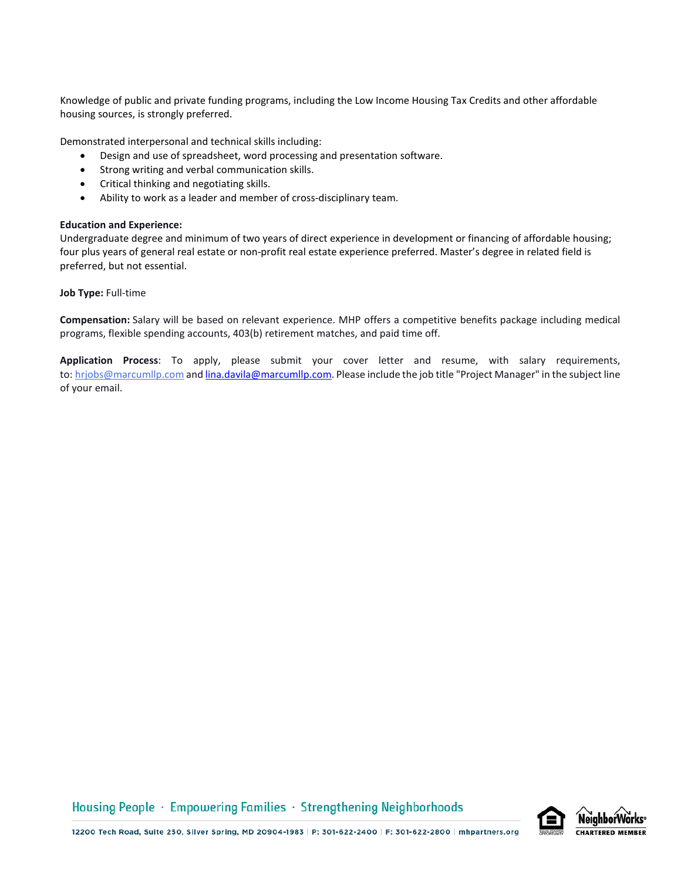Knowledge of public and private funding programs, including the Low Income Housing Tax Credits and other affordable housing sources, is strongly preferred.

Demonstrated interpersonal and technical skills including:

- Design and use of spreadsheet, word processing and presentation software.
- Strong writing and verbal communication skills.
- Critical thinking and negotiating skills.
- Ability to work as a leader and member of cross-disciplinary team.

**Education and Experience:**
Undergraduate degree and minimum of two years of direct experience in development or financing of affordable housing; four plus years of general real estate or non-profit real estate experience preferred. Master's degree in related field is preferred, but not essential.

**Job Type:** Full-time

**Compensation:** Salary will be based on relevant experience. MHP offers a competitive benefits package including medical programs, flexible spending accounts, 403(b) retirement matches, and paid time off.

**Application Process**: To apply, please submit your cover letter and resume, with salary requirements, to: hrjobs@marcumllp.com and lina.davila@marcumllp.com. Please include the job title "Project Manager" in the subject line of your email.

Housing People · Empowering Families · Strengthening Neighborhoods

12200 Tech Road, Suite 250, Silver Spring, MD 20904-1983 | P: 301-622-2400 | F: 301-622-2800 | mhpartners.org

NeighborWorks® CHARTERED MEMBER